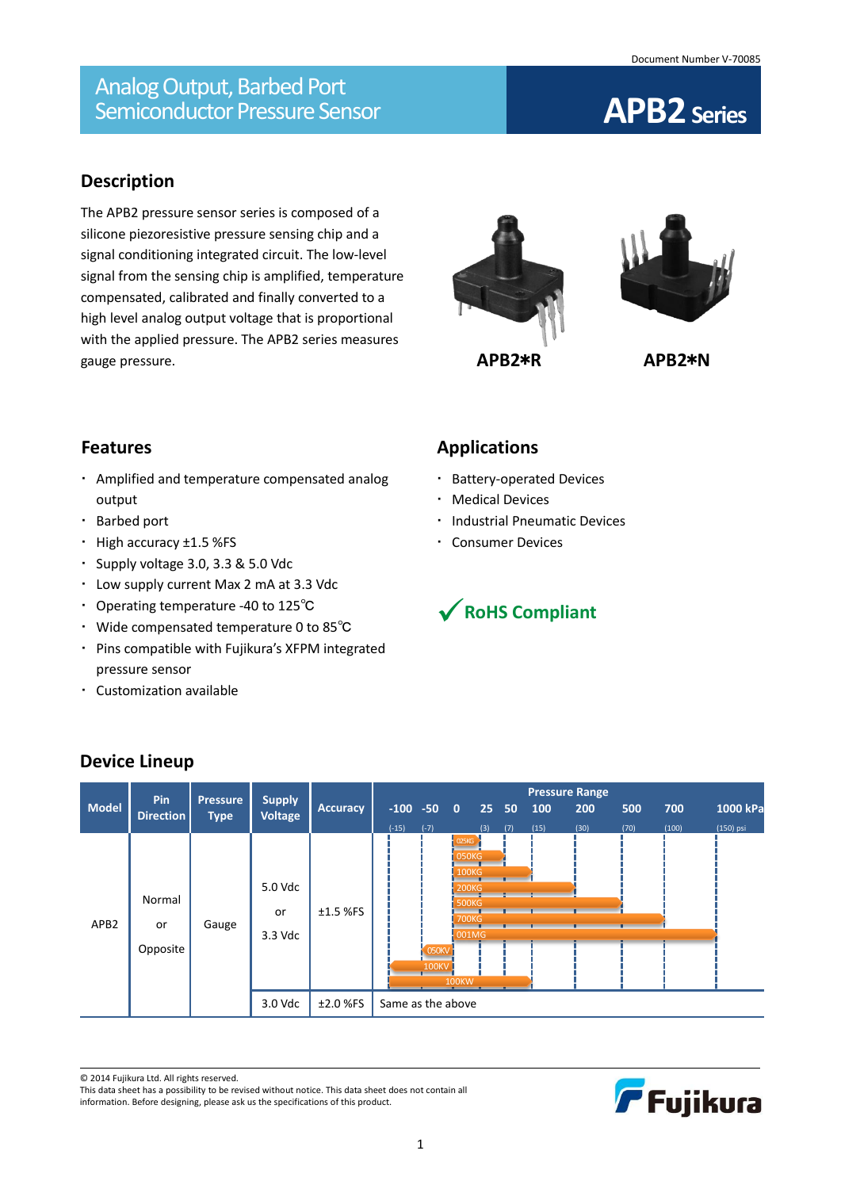Document Number V-70085

# Analog Output, Barbed Port Semiconductor Pressure Sensor

# APB2 Series

## Description

The APB2 pressure sensor series is composed of a silicone piezoresistive pressure sensing chip and a signal conditioning integrated circuit. The low-level signal from the sensing chip is amplified, temperature compensated, calibrated and finally converted to a high level analog output voltage that is proportional with the applied pressure. The APB2 series measures gauge pressure.

**APB2∗R** **APB2∗N**

## Features

- Amplified and temperature compensated analog output
- Barbed port
- High accuracy ±1.5 %FS
- Supply voltage 3.0, 3.3 & 5.0 Vdc
- Low supply current Max 2 mA at 3.3 Vdc
- Operating temperature -40 to 125℃
- Wide compensated temperature 0 to 85℃
- Pins compatible with Fujikura's XFPM integrated pressure sensor
- Customization available

## Applications

- Battery-operated Devices
- Medical Devices
- Industrial Pneumatic Devices
- Consumer Devices

✓ **RoHS Compliant**

## Device Lineup

| Model | Pin Direction | Pressure Type | Supply Voltage | Accuracy | Pressure Range |
|---|---|---|---|---|---|
| | | | | | -100 (-15), -50 (-7), 0, 25 (3), 50 (7), 100 (15), 200 (30), 500 (70), 700 (100), 1000 kPa (150) psi |
| APB2 | Normal or Opposite | Gauge | 5.0 Vdc or 3.3 Vdc | ±1.5 %FS | 025KG (0 to 25 kPa), 050KG (0 to 50 kPa), 100KG (0 to 100 kPa), 200KG (0 to 200 kPa), 500KG (0 to 500 kPa), 700KG (0 to 700 kPa), 001MG (0 to 1000 kPa), 050KV (-50 to 0 kPa), 100KV (-100 to 0 kPa), 100KW (-100 to 100 kPa) |
| | | | 3.0 Vdc | ±2.0 %FS | Same as the above |

© 2014 Fujikura Ltd. All rights reserved.
This data sheet has a possibility to be revised without notice. This data sheet does not contain all information. Before designing, please ask us the specifications of this product.

Fujikura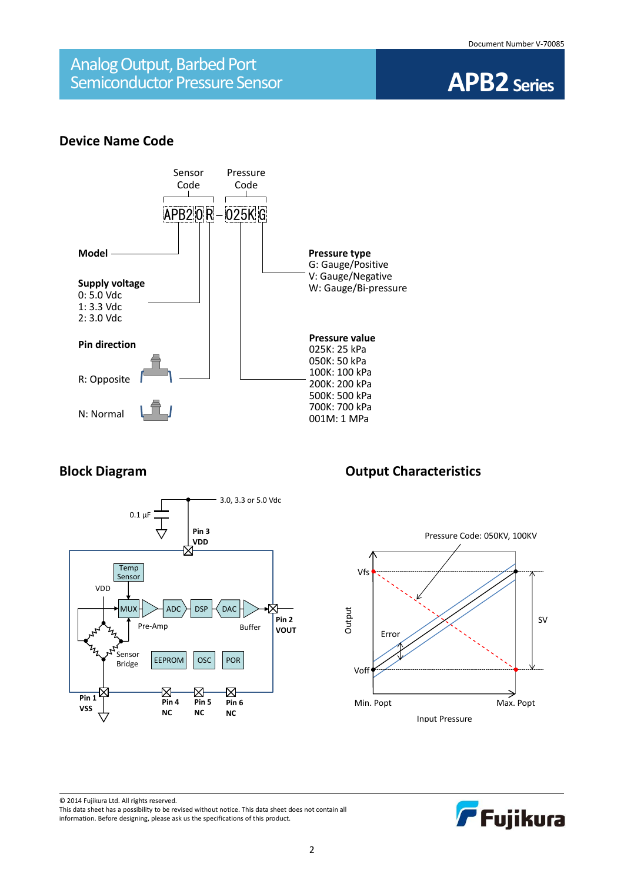## Device Name Code

Sensor Code / Pressure Code

APB2 0 R – 025K G

**Model**

**Supply voltage**
0: 5.0 Vdc
1: 3.3 Vdc
2: 3.0 Vdc

**Pin direction**

R: Opposite

N: Normal

**Pressure type**
G: Gauge/Positive
V: Gauge/Negative
W: Gauge/Bi-pressure

**Pressure value**
025K: 25 kPa
050K: 50 kPa
100K: 100 kPa
200K: 200 kPa
500K: 500 kPa
700K: 700 kPa
001M: 1 MPa

## Block Diagram

3.0, 3.3 or 5.0 Vdc

0.1 µF

Pin 3 VDD

Temp Sensor

VDD

MUX → Pre-Amp → ADC → DSP → DAC → Buffer

Pin 2 VOUT

Sensor Bridge

EEPROM OSC POR

Pin 1 VSS

Pin 4 NC

Pin 5 NC

Pin 6 NC

## Output Characteristics

Pressure Code: 050KV, 100KV

Vfs

Output

Error

Voff

SV

Min. Popt

Max. Popt

Input Pressure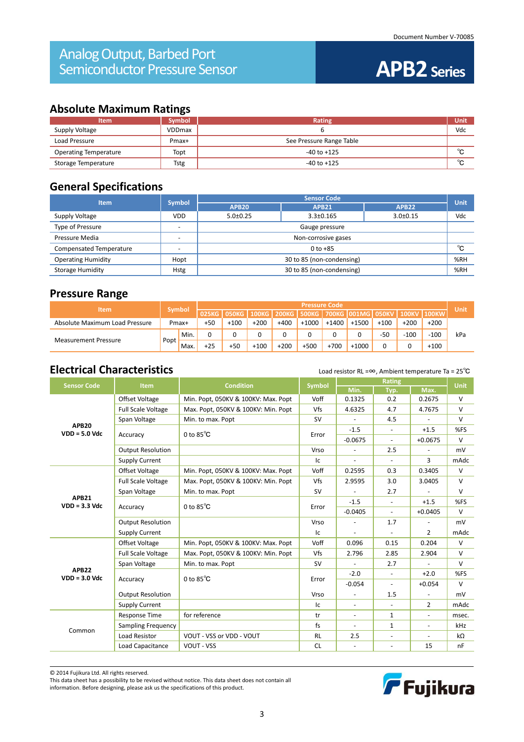Document Number V-70085

# Analog Output, Barbed Port Semiconductor Pressure Sensor

# APB2 Series

## Absolute Maximum Ratings

| Item | Symbol | Rating | Unit |
|---|---|---|---|
| Supply Voltage | VDDmax | 6 | Vdc |
| Load Pressure | Pmax+ | See Pressure Range Table | |
| Operating Temperature | Topt | -40 to +125 | ℃ |
| Storage Temperature | Tstg | -40 to +125 | ℃ |

## General Specifications

| Item | Symbol | Sensor Code | | | Unit |
|---|---|---|---|---|---|
| | | APB20 | APB21 | APB22 | |
| Supply Voltage | VDD | 5.0±0.25 | 3.3±0.165 | 3.0±0.15 | Vdc |
| Type of Pressure | - | Gauge pressure | | | |
| Pressure Media | - | Non-corrosive gases | | | |
| Compensated Temperature | - | 0 to +85 | | | ℃ |
| Operating Humidity | Hopt | 30 to 85 (non-condensing) | | | %RH |
| Storage Humidity | Hstg | 30 to 85 (non-condensing) | | | %RH |

## Pressure Range

| Item | Symbol | | Pressure Code | | | | | | | | | | Unit |
|---|---|---|---|---|---|---|---|---|---|---|---|---|---|
| | | | 025KG | 050KG | 100KG | 200KG | 500KG | 700KG | 001MG | 050KV | 100KV | 100KW | |
| Absolute Maximum Load Pressure | Pmax+ | | +50 | +100 | +200 | +400 | +1000 | +1400 | +1500 | +100 | +200 | +200 | kPa |
| Measurement Pressure | Popt | Min. | 0 | 0 | 0 | 0 | 0 | 0 | 0 | -50 | -100 | -100 | kPa |
| | | Max. | +25 | +50 | +100 | +200 | +500 | +700 | +1000 | 0 | 0 | +100 | |

## Electrical Characteristics

Load resistor RL =∞, Ambient temperature Ta = 25℃

| Sensor Code | Item | Condition | Symbol | Rating | | | Unit |
|---|---|---|---|---|---|---|---|
| | | | | Min. | Typ. | Max. | |
| **APB20 VDD = 5.0 Vdc** | Offset Voltage | Min. Popt, 050KV & 100KV: Max. Popt | Voff | 0.1325 | 0.2 | 0.2675 | V |
| | Full Scale Voltage | Max. Popt, 050KV & 100KV: Min. Popt | Vfs | 4.6325 | 4.7 | 4.7675 | V |
| | Span Voltage | Min. to max. Popt | SV | - | 4.5 | - | V |
| | Accuracy | 0 to 85℃ | Error | -1.5 | - | +1.5 | %FS |
| | | | | -0.0675 | - | +0.0675 | V |
| | Output Resolution | | Vrso | - | 2.5 | - | mV |
| | Supply Current | | Ic | - | - | 3 | mAdc |
| **APB21 VDD = 3.3 Vdc** | Offset Voltage | Min. Popt, 050KV & 100KV: Max. Popt | Voff | 0.2595 | 0.3 | 0.3405 | V |
| | Full Scale Voltage | Max. Popt, 050KV & 100KV: Min. Popt | Vfs | 2.9595 | 3.0 | 3.0405 | V |
| | Span Voltage | Min. to max. Popt | SV | - | 2.7 | - | V |
| | Accuracy | 0 to 85℃ | Error | -1.5 | - | +1.5 | %FS |
| | | | | -0.0405 | - | +0.0405 | V |
| | Output Resolution | | Vrso | - | 1.7 | - | mV |
| | Supply Current | | Ic | - | - | 2 | mAdc |
| **APB22 VDD = 3.0 Vdc** | Offset Voltage | Min. Popt, 050KV & 100KV: Max. Popt | Voff | 0.096 | 0.15 | 0.204 | V |
| | Full Scale Voltage | Max. Popt, 050KV & 100KV: Min. Popt | Vfs | 2.796 | 2.85 | 2.904 | V |
| | Span Voltage | Min. to max. Popt | SV | - | 2.7 | - | V |
| | Accuracy | 0 to 85℃ | Error | -2.0 | - | +2.0 | %FS |
| | | | | -0.054 | - | +0.054 | V |
| | Output Resolution | | Vrso | - | 1.5 | - | mV |
| | Supply Current | | Ic | - | - | 2 | mAdc |
| Common | Response Time | for reference | tr | - | 1 | - | msec. |
| | Sampling Frequency | | fs | - | 1 | - | kHz |
| | Load Resistor | VOUT - VSS or VDD - VOUT | RL | 2.5 | - | - | kΩ |
| | Load Capacitance | VOUT - VSS | CL | - | - | 15 | nF |

© 2014 Fujikura Ltd. All rights reserved.
This data sheet has a possibility to be revised without notice. This data sheet does not contain all information. Before designing, please ask us the specifications of this product.

Fujikura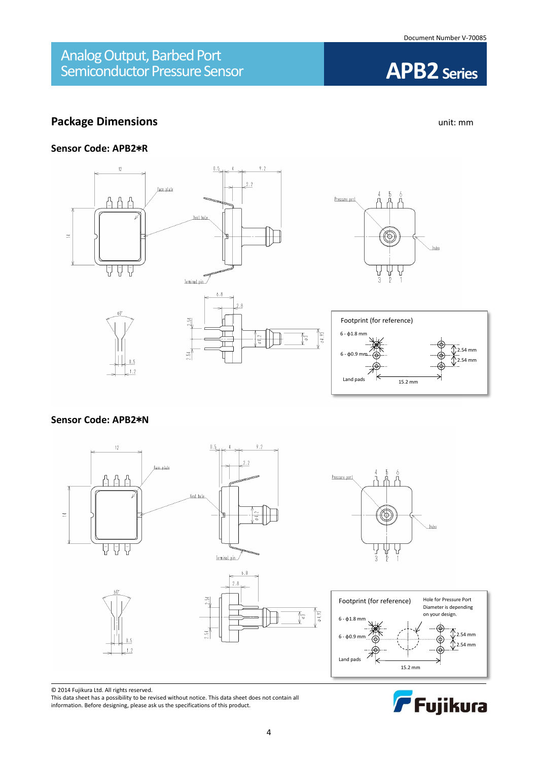## Package Dimensions

unit: mm

### Sensor Code: APB2∗R

12

0.5 4 9.2

2.2

Face plate

Vent hole

Terminal pin

14

Pressure port

4 5 6

3 2 1

Index

60°

0.5

1.2

6.8

2.8

2.54

2.54

φ4.2

φ3

φ4.93

Footprint (for reference)

6 - ϕ1.8 mm

6 - ϕ0.9 mm

2.54 mm

2.54 mm

Land pads

15.2 mm

### Sensor Code: APB2∗N

12

0.5 4 9.2

2.2

Face plate

Vent hole

Terminal pin

14

φ4.2

Pressure port

4 5 6

3 2 1

Index

60°

0.5

1.2

6.8

2.8

2.54

2.54

φ3

φ4.93

Footprint (for reference)

Hole for Pressure Port Diameter is depending on your design.

6 - ϕ1.8 mm

6 - ϕ0.9 mm

2.54 mm

2.54 mm

Land pads

15.2 mm

© 2014 Fujikura Ltd. All rights reserved.
This data sheet has a possibility to be revised without notice. This data sheet does not contain all information. Before designing, please ask us the specifications of this product.